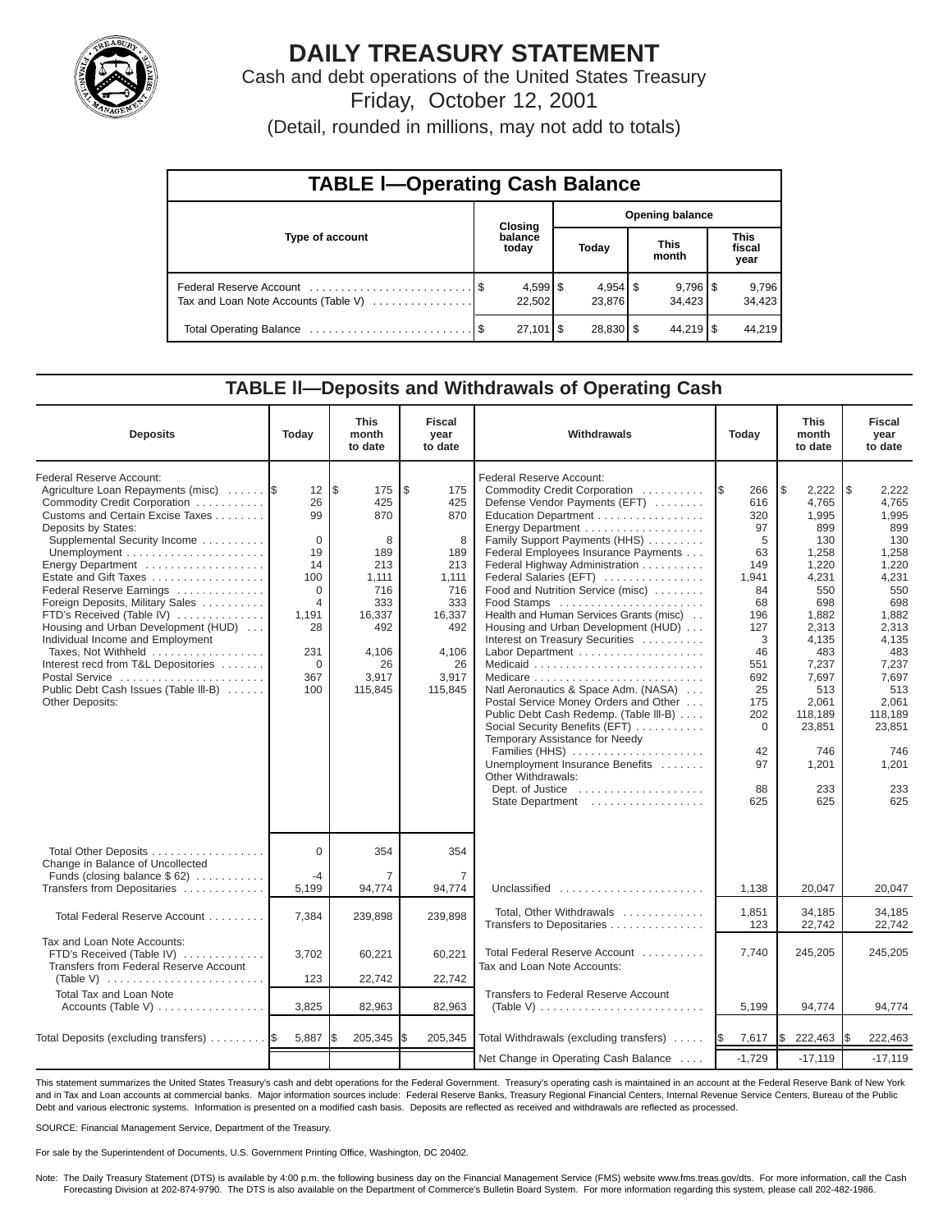# DAILY TREASURY STATEMENT

Cash and debt operations of the United States Treasury

Friday, October 12, 2001

(Detail, rounded in millions, may not add to totals)

## TABLE I—Operating Cash Balance

| Type of account | Closing balance today | Opening balance Today | Opening balance This month | Opening balance This fiscal year |
|---|---|---|---|---|
| Federal Reserve Account | $ 4,599 | $ 4,954 | $ 9,796 | $ 9,796 |
| Tax and Loan Note Accounts (Table V) | 22,502 | 23,876 | 34,423 | 34,423 |
| Total Operating Balance | $ 27,101 | $ 28,830 | $ 44,219 | $ 44,219 |

## TABLE II—Deposits and Withdrawals of Operating Cash

| Deposits | Today | This month to date | Fiscal year to date | Withdrawals | Today | This month to date | Fiscal year to date |
|---|---|---|---|---|---|---|---|
| Federal Reserve Account: | | | | Federal Reserve Account: | | | |
| Agriculture Loan Repayments (misc) | $ 12 | $ 175 | $ 175 | Commodity Credit Corporation | $ 266 | $ 2,222 | $ 2,222 |
| Commodity Credit Corporation | 26 | 425 | 425 | Defense Vendor Payments (EFT) | 616 | 4,765 | 4,765 |
| Customs and Certain Excise Taxes | 99 | 870 | 870 | Education Department | 320 | 1,995 | 1,995 |
| Deposits by States: | | | | Energy Department | 97 | 899 | 899 |
| Supplemental Security Income | 0 | 8 | 8 | Family Support Payments (HHS) | 5 | 130 | 130 |
| Unemployment | 19 | 189 | 189 | Federal Employees Insurance Payments | 63 | 1,258 | 1,258 |
| Energy Department | 14 | 213 | 213 | Federal Highway Administration | 149 | 1,220 | 1,220 |
| Estate and Gift Taxes | 100 | 1,111 | 1,111 | Federal Salaries (EFT) | 1,941 | 4,231 | 4,231 |
| Federal Reserve Earnings | 0 | 716 | 716 | Food and Nutrition Service (misc) | 84 | 550 | 550 |
| Foreign Deposits, Military Sales | 4 | 333 | 333 | Food Stamps | 68 | 698 | 698 |
| FTD's Received (Table IV) | 1,191 | 16,337 | 16,337 | Health and Human Services Grants (misc) | 196 | 1,882 | 1,882 |
| Housing and Urban Development (HUD) | 28 | 492 | 492 | Housing and Urban Development (HUD) | 127 | 2,313 | 2,313 |
| Individual Income and Employment Taxes, Not Withheld | 231 | 4,106 | 4,106 | Interest on Treasury Securities | 3 | 4,135 | 4,135 |
| Interest recd from T&L Depositories | 0 | 26 | 26 | Labor Department | 46 | 483 | 483 |
| Postal Service | 367 | 3,917 | 3,917 | Medicaid | 551 | 7,237 | 7,237 |
| Public Debt Cash Issues (Table III-B) | 100 | 115,845 | 115,845 | Medicare | 692 | 7,697 | 7,697 |
| Other Deposits: | | | | Natl Aeronautics & Space Adm. (NASA) | 25 | 513 | 513 |
| | | | | Postal Service Money Orders and Other | 175 | 2,061 | 2,061 |
| | | | | Public Debt Cash Redemp. (Table III-B) | 202 | 118,189 | 118,189 |
| | | | | Social Security Benefits (EFT) | 0 | 23,851 | 23,851 |
| | | | | Temporary Assistance for Needy Families (HHS) | 42 | 746 | 746 |
| | | | | Unemployment Insurance Benefits | 97 | 1,201 | 1,201 |
| | | | | Other Withdrawals: | | | |
| | | | | Dept. of Justice | 88 | 233 | 233 |
| | | | | State Department | 625 | 625 | 625 |
| Total Other Deposits | 0 | 354 | 354 | | | | |
| Change in Balance of Uncollected Funds (closing balance $ 62) | -4 | 7 | 7 | | | | |
| Transfers from Depositaries | 5,199 | 94,774 | 94,774 | Unclassified | 1,138 | 20,047 | 20,047 |
| Total Federal Reserve Account | 7,384 | 239,898 | 239,898 | Total, Other Withdrawals | 1,851 | 34,185 | 34,185 |
| | | | | Transfers to Depositaries | 123 | 22,742 | 22,742 |
| Tax and Loan Note Accounts: | | | | | | | |
| FTD's Received (Table IV) | 3,702 | 60,221 | 60,221 | Total Federal Reserve Account | 7,740 | 245,205 | 245,205 |
| Transfers from Federal Reserve Account (Table V) | 123 | 22,742 | 22,742 | Tax and Loan Note Accounts: | | | |
| Total Tax and Loan Note Accounts (Table V) | 3,825 | 82,963 | 82,963 | Transfers to Federal Reserve Account (Table V) | 5,199 | 94,774 | 94,774 |
| Total Deposits (excluding transfers) | $ 5,887 | $ 205,345 | $ 205,345 | Total Withdrawals (excluding transfers) | $ 7,617 | $ 222,463 | $ 222,463 |
| | | | | Net Change in Operating Cash Balance | -1,729 | -17,119 | -17,119 |

This statement summarizes the United States Treasury's cash and debt operations for the Federal Government. Treasury's operating cash is maintained in an account at the Federal Reserve Bank of New York and in Tax and Loan accounts at commercial banks. Major information sources include: Federal Reserve Banks, Treasury Regional Financial Centers, Internal Revenue Service Centers, Bureau of the Public Debt and various electronic systems. Information is presented on a modified cash basis. Deposits are reflected as received and withdrawals are reflected as processed.

SOURCE: Financial Management Service, Department of the Treasury.

For sale by the Superintendent of Documents, U.S. Government Printing Office, Washington, DC 20402.

Note: The Daily Treasury Statement (DTS) is available by 4:00 p.m. the following business day on the Financial Management Service (FMS) website www.fms.treas.gov/dts. For more information, call the Cash Forecasting Division at 202-874-9790. The DTS is also available on the Department of Commerce's Bulletin Board System. For more information regarding this system, please call 202-482-1986.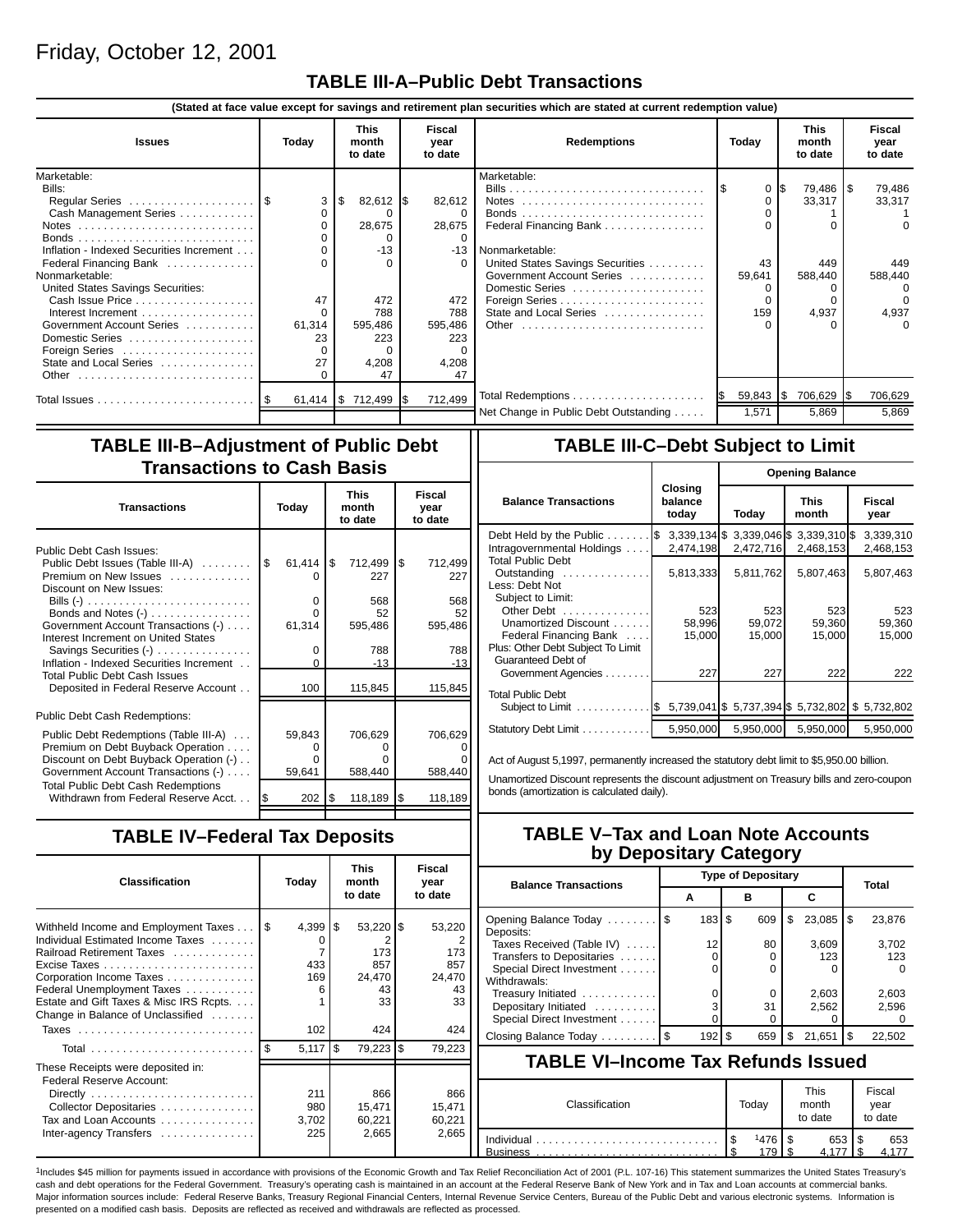Friday, October 12, 2001

## TABLE III-A–Public Debt Transactions

(Stated at face value except for savings and retirement plan securities which are stated at current redemption value)

| Issues | Today | This month to date | Fiscal year to date |
|---|---|---|---|
| Marketable: | | | |
| Bills: | | | |
| Regular Series | $ 3 | $ 82,612 | $ 82,612 |
| Cash Management Series | 0 | 0 | 0 |
| Notes | 0 | 28,675 | 28,675 |
| Bonds | 0 | 0 | 0 |
| Inflation - Indexed Securities Increment | 0 | -13 | -13 |
| Federal Financing Bank | 0 | 0 | 0 |
| Nonmarketable: | | | |
| United States Savings Securities: | | | |
| Cash Issue Price | 47 | 472 | 472 |
| Interest Increment | 0 | 788 | 788 |
| Government Account Series | 61,314 | 595,486 | 595,486 |
| Domestic Series | 23 | 223 | 223 |
| Foreign Series | 0 | 0 | 0 |
| State and Local Series | 27 | 4,208 | 4,208 |
| Other | 0 | 47 | 47 |
| Total Issues | $ 61,414 | $ 712,499 | $ 712,499 |

| Redemptions | Today | This month to date | Fiscal year to date |
|---|---|---|---|
| Marketable: | | | |
| Bills | $ 0 | $ 79,486 | $ 79,486 |
| Notes | 0 | 33,317 | 33,317 |
| Bonds | 0 | 1 | 1 |
| Federal Financing Bank | 0 | 0 | 0 |
| Nonmarketable: | | | |
| United States Savings Securities | 43 | 449 | 449 |
| Government Account Series | 59,641 | 588,440 | 588,440 |
| Domestic Series | 0 | 0 | 0 |
| Foreign Series | 0 | 0 | 0 |
| State and Local Series | 159 | 4,937 | 4,937 |
| Other | 0 | 0 | 0 |
| Total Redemptions | $ 59,843 | $ 706,629 | $ 706,629 |
| Net Change in Public Debt Outstanding | 1,571 | 5,869 | 5,869 |

## TABLE III-B–Adjustment of Public Debt Transactions to Cash Basis

| Transactions | Today | This month to date | Fiscal year to date |
|---|---|---|---|
| Public Debt Cash Issues: | | | |
| Public Debt Issues (Table III-A) | $ 61,414 | $ 712,499 | $ 712,499 |
| Premium on New Issues | 0 | 227 | 227 |
| Discount on New Issues: | | | |
| Bills (-) | 0 | 568 | 568 |
| Bonds and Notes (-) | 0 | 52 | 52 |
| Government Account Transactions (-) | 61,314 | 595,486 | 595,486 |
| Interest Increment on United States Savings Securities (-) | 0 | 788 | 788 |
| Inflation - Indexed Securities Increment | 0 | -13 | -13 |
| Total Public Debt Cash Issues Deposited in Federal Reserve Account | 100 | 115,845 | 115,845 |
| Public Debt Cash Redemptions: | | | |
| Public Debt Redemptions (Table III-A) | 59,843 | 706,629 | 706,629 |
| Premium on Debt Buyback Operation | 0 | 0 | 0 |
| Discount on Debt Buyback Operation (-) | 0 | 0 | 0 |
| Government Account Transactions (-) | 59,641 | 588,440 | 588,440 |
| Total Public Debt Cash Redemptions Withdrawn from Federal Reserve Acct. | $ 202 | $ 118,189 | $ 118,189 |

## TABLE III-C–Debt Subject to Limit

| Balance Transactions | Closing balance today | Opening Balance Today | Opening Balance This month | Opening Balance Fiscal year |
|---|---|---|---|---|
| Debt Held by the Public | $ 3,339,134 | $ 3,339,046 | $ 3,339,310 | $ 3,339,310 |
| Intragovernmental Holdings | 2,474,198 | 2,472,716 | 2,468,153 | 2,468,153 |
| Total Public Debt Outstanding | 5,813,333 | 5,811,762 | 5,807,463 | 5,807,463 |
| Less: Debt Not Subject to Limit: | | | | |
| Other Debt | 523 | 523 | 523 | 523 |
| Unamortized Discount | 58,996 | 59,072 | 59,360 | 59,360 |
| Federal Financing Bank | 15,000 | 15,000 | 15,000 | 15,000 |
| Plus: Other Debt Subject To Limit Guaranteed Debt of Government Agencies | 227 | 227 | 222 | 222 |
| Total Public Debt Subject to Limit | $ 5,739,041 | $ 5,737,394 | $ 5,732,802 | $ 5,732,802 |
| Statutory Debt Limit | 5,950,000 | 5,950,000 | 5,950,000 | 5,950,000 |

Act of August 5,1997, permanently increased the statutory debt limit to $5,950.00 billion.

Unamortized Discount represents the discount adjustment on Treasury bills and zero-coupon bonds (amortization is calculated daily).

## TABLE IV–Federal Tax Deposits

| Classification | Today | This month to date | Fiscal year to date |
|---|---|---|---|
| Withheld Income and Employment Taxes | $ 4,399 | $ 53,220 | $ 53,220 |
| Individual Estimated Income Taxes | 0 | 2 | 2 |
| Railroad Retirement Taxes | 7 | 173 | 173 |
| Excise Taxes | 433 | 857 | 857 |
| Corporation Income Taxes | 169 | 24,470 | 24,470 |
| Federal Unemployment Taxes | 6 | 43 | 43 |
| Estate and Gift Taxes & Misc IRS Rcpts. | 1 | 33 | 33 |
| Change in Balance of Unclassified Taxes | 102 | 424 | 424 |
| Total | $ 5,117 | $ 79,223 | $ 79,223 |
| These Receipts were deposited in: | | | |
| Federal Reserve Account: | | | |
| Directly | 211 | 866 | 866 |
| Collector Depositaries | 980 | 15,471 | 15,471 |
| Tax and Loan Accounts | 3,702 | 60,221 | 60,221 |
| Inter-agency Transfers | 225 | 2,665 | 2,665 |

## TABLE V–Tax and Loan Note Accounts by Depositary Category

| Balance Transactions | Type of Depositary A | Type of Depositary B | Type of Depositary C | Total |
|---|---|---|---|---|
| Opening Balance Today | $ 183 | $ 609 | $ 23,085 | $ 23,876 |
| Deposits: | | | | |
| Taxes Received (Table IV) | 12 | 80 | 3,609 | 3,702 |
| Transfers to Depositaries | 0 | 0 | 123 | 123 |
| Special Direct Investment | 0 | 0 | 0 | 0 |
| Withdrawals: | | | | |
| Treasury Initiated | 0 | 0 | 2,603 | 2,603 |
| Depositary Initiated | 3 | 31 | 2,562 | 2,596 |
| Special Direct Investment | 0 | 0 | 0 | 0 |
| Closing Balance Today | $ 192 | $ 659 | $ 21,651 | $ 22,502 |

## TABLE VI–Income Tax Refunds Issued

| Classification | Today | This month to date | Fiscal year to date |
|---|---|---|---|
| Individual | $ [1]476 | $ 653 | $ 653 |
| Business | $ 179 | $ 4,177 | $ 4,177 |

[1]Includes $45 million for payments issued in accordance with provisions of the Economic Growth and Tax Relief Reconciliation Act of 2001 (P.L. 107-16) This statement summarizes the United States Treasury's cash and debt operations for the Federal Government. Treasury's operating cash is maintained in an account at the Federal Reserve Bank of New York and in Tax and Loan accounts at commercial banks. Major information sources include: Federal Reserve Banks, Treasury Regional Financial Centers, Internal Revenue Service Centers, Bureau of the Public Debt and various electronic systems. Information is presented on a modified cash basis. Deposits are reflected as received and withdrawals are reflected as processed.